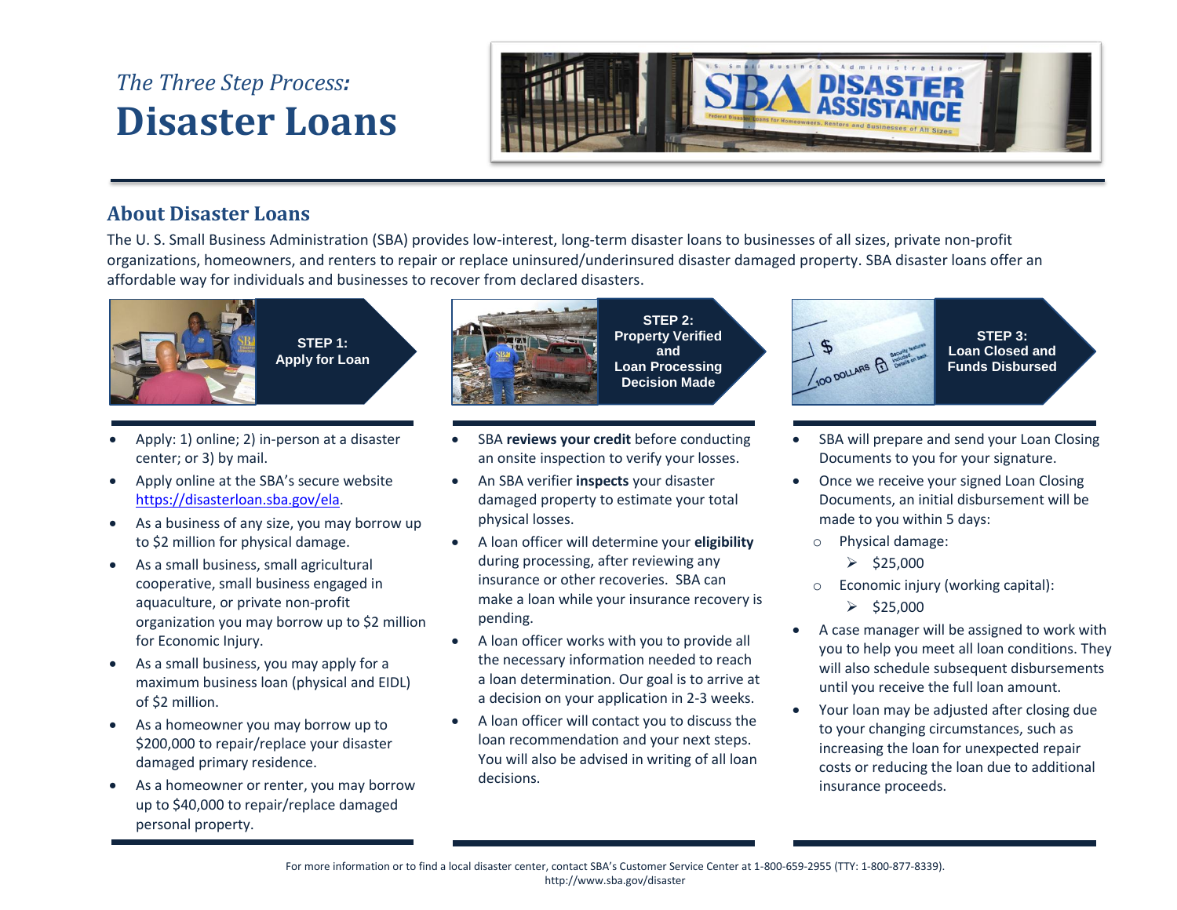*The Three Step Process:*

# Disaster Loans

## About Disaster Loans

The U. S. Small Business Administration (SBA) provides low-interest, long-term disaster loans to businesses of all sizes, private non-profit organizations, homeowners, and renters to repair or replace uninsured/underinsured disaster damaged property. SBA disaster loans offer an affordable way for individuals and businesses to recover from declared disasters.

### STEP 1: Apply for Loan

- Apply: 1) online; 2) in-person at a disaster center; or 3) by mail.
- Apply online at the SBA's secure website https://disasterloan.sba.gov/ela.
- As a business of any size, you may borrow up to $2 million for physical damage.
- As a small business, small agricultural cooperative, small business engaged in aquaculture, or private non-profit organization you may borrow up to $2 million for Economic Injury.
- As a small business, you may apply for a maximum business loan (physical and EIDL) of $2 million.
- As a homeowner you may borrow up to $200,000 to repair/replace your disaster damaged primary residence.
- As a homeowner or renter, you may borrow up to $40,000 to repair/replace damaged personal property.

### STEP 2: Property Verified and Loan Processing Decision Made

- SBA **reviews your credit** before conducting an onsite inspection to verify your losses.
- An SBA verifier **inspects** your disaster damaged property to estimate your total physical losses.
- A loan officer will determine your **eligibility** during processing, after reviewing any insurance or other recoveries. SBA can make a loan while your insurance recovery is pending.
- A loan officer works with you to provide all the necessary information needed to reach a loan determination. Our goal is to arrive at a decision on your application in 2-3 weeks.
- A loan officer will contact you to discuss the loan recommendation and your next steps. You will also be advised in writing of all loan decisions.

### STEP 3: Loan Closed and Funds Disbursed

- SBA will prepare and send your Loan Closing Documents to you for your signature.
- Once we receive your signed Loan Closing Documents, an initial disbursement will be made to you within 5 days:
  - Physical damage:
    - $25,000
  - Economic injury (working capital):
    - $25,000
- A case manager will be assigned to work with you to help you meet all loan conditions. They will also schedule subsequent disbursements until you receive the full loan amount.
- Your loan may be adjusted after closing due to your changing circumstances, such as increasing the loan for unexpected repair costs or reducing the loan due to additional insurance proceeds.

For more information or to find a local disaster center, contact SBA's Customer Service Center at 1-800-659-2955 (TTY: 1-800-877-8339). http://www.sba.gov/disaster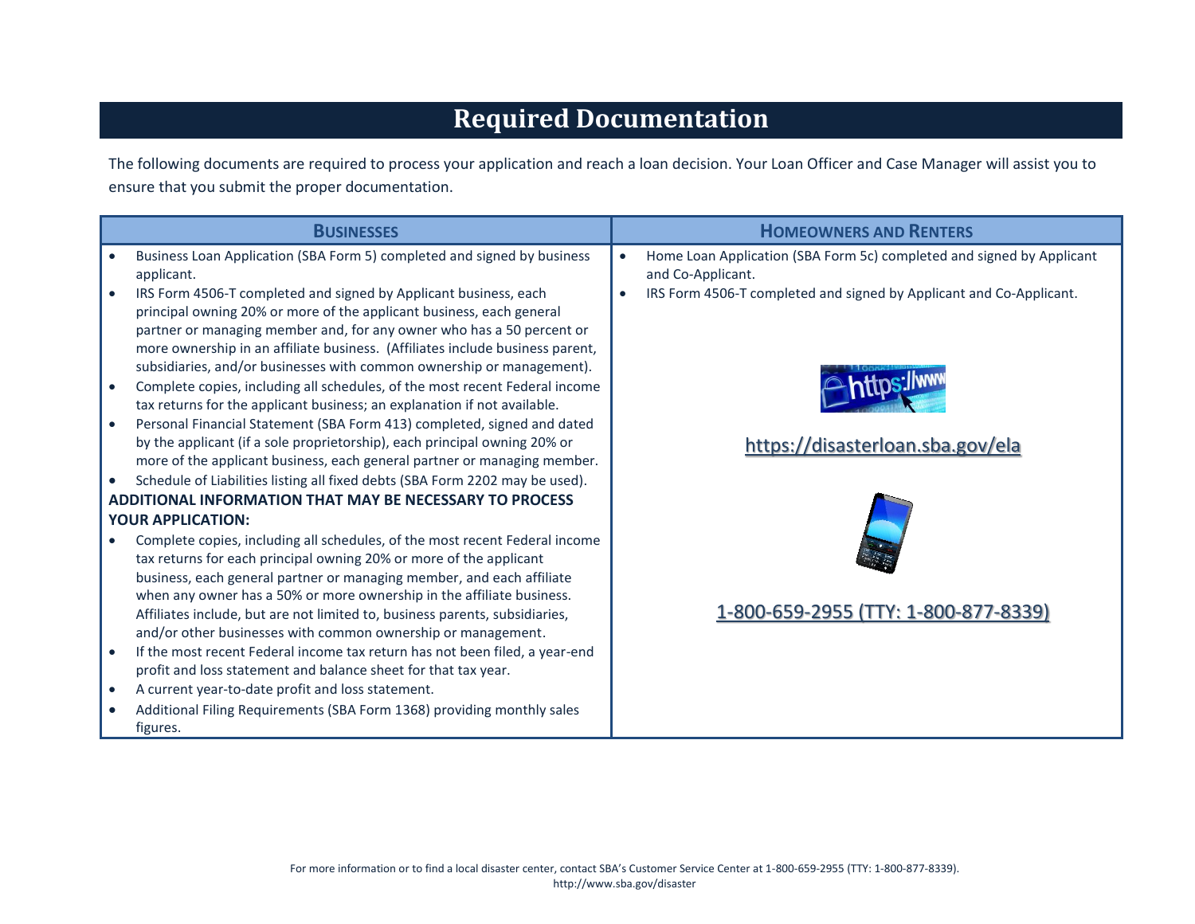# Required Documentation

The following documents are required to process your application and reach a loan decision. Your Loan Officer and Case Manager will assist you to ensure that you submit the proper documentation.

## Businesses

- Business Loan Application (SBA Form 5) completed and signed by business applicant.
- IRS Form 4506-T completed and signed by Applicant business, each principal owning 20% or more of the applicant business, each general partner or managing member and, for any owner who has a 50 percent or more ownership in an affiliate business. (Affiliates include business parent, subsidiaries, and/or businesses with common ownership or management).
- Complete copies, including all schedules, of the most recent Federal income tax returns for the applicant business; an explanation if not available.
- Personal Financial Statement (SBA Form 413) completed, signed and dated by the applicant (if a sole proprietorship), each principal owning 20% or more of the applicant business, each general partner or managing member.
- Schedule of Liabilities listing all fixed debts (SBA Form 2202 may be used).

**ADDITIONAL INFORMATION THAT MAY BE NECESSARY TO PROCESS YOUR APPLICATION:**

- Complete copies, including all schedules, of the most recent Federal income tax returns for each principal owning 20% or more of the applicant business, each general partner or managing member, and each affiliate when any owner has a 50% or more ownership in the affiliate business. Affiliates include, but are not limited to, business parents, subsidiaries, and/or other businesses with common ownership or management.
- If the most recent Federal income tax return has not been filed, a year-end profit and loss statement and balance sheet for that tax year.
- A current year-to-date profit and loss statement.
- Additional Filing Requirements (SBA Form 1368) providing monthly sales figures.

## Homeowners and Renters

- Home Loan Application (SBA Form 5c) completed and signed by Applicant and Co-Applicant.
- IRS Form 4506-T completed and signed by Applicant and Co-Applicant.

https://disasterloan.sba.gov/ela

1-800-659-2955 (TTY: 1-800-877-8339)

For more information or to find a local disaster center, contact SBA's Customer Service Center at 1-800-659-2955 (TTY: 1-800-877-8339).
http://www.sba.gov/disaster